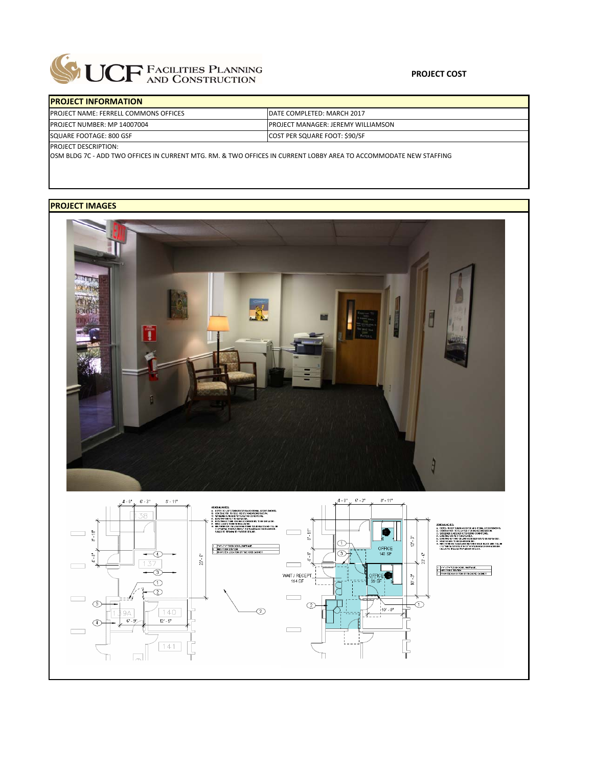UCF FACILITIES PLANNING AND CONSTRUCTION

**PROJECT COST**

## PROJECT INFORMATION

| PROJECT NAME: FERRELL COMMONS OFFICES | DATE COMPLETED: MARCH 2017 |
|---|---|
| PROJECT NUMBER: MP 14007004 | PROJECT MANAGER: JEREMY WILLIAMSON |
| SQUARE FOOTAGE: 800 GSF | COST PER SQUARE FOOT: $90/SF |

PROJECT DESCRIPTION:

OSM BLDG 7C - ADD TWO OFFICES IN CURRENT MTG. RM. & TWO OFFICES IN CURRENT LOBBY AREA TO ACCOMMODATE NEW STAFFING

## PROJECT IMAGES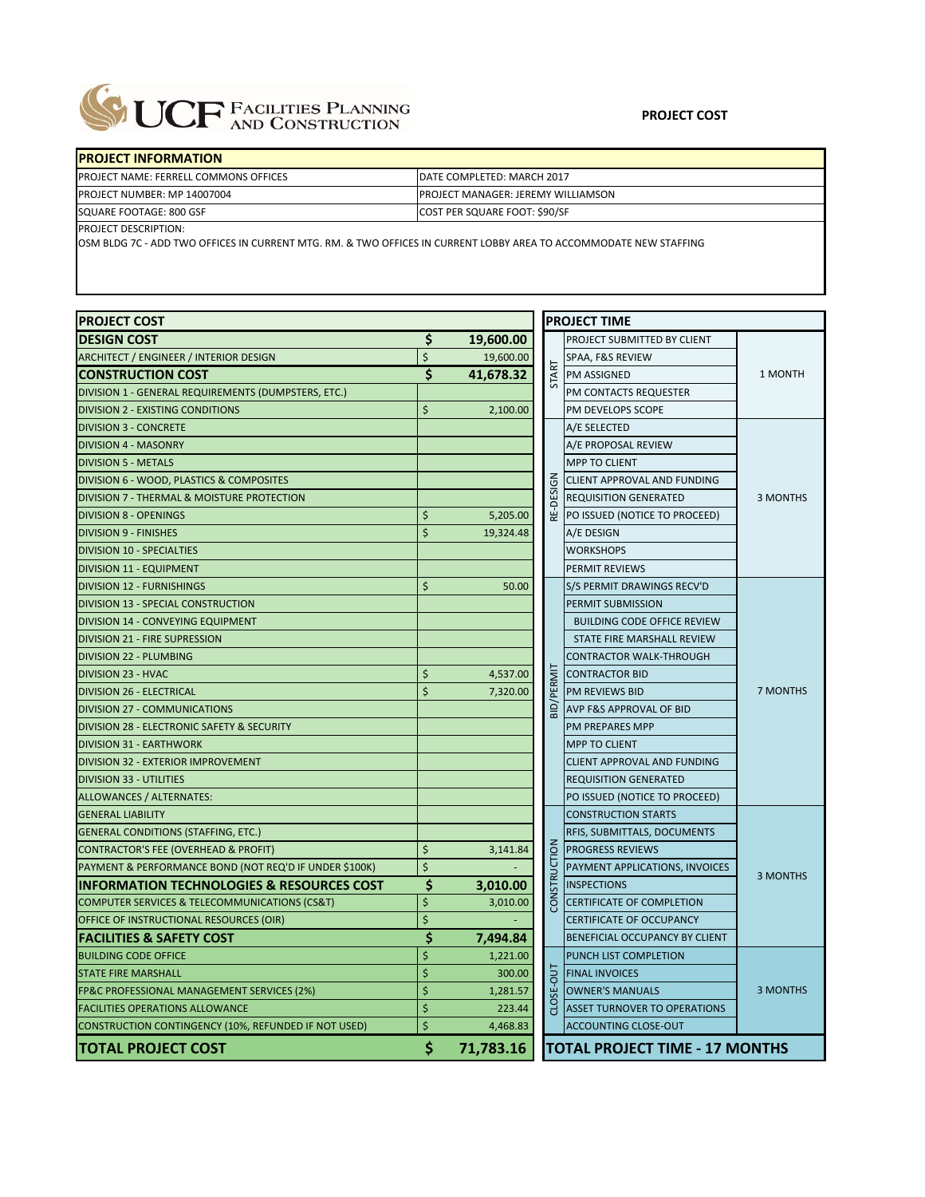UCF Facilities Planning and Construction

**PROJECT COST**

| PROJECT INFORMATION | |
|---|---|
| PROJECT NAME: FERRELL COMMONS OFFICES | DATE COMPLETED: MARCH 2017 |
| PROJECT NUMBER: MP 14007004 | PROJECT MANAGER: JEREMY WILLIAMSON |
| SQUARE FOOTAGE: 800 GSF | COST PER SQUARE FOOT: $90/SF |

PROJECT DESCRIPTION:
OSM BLDG 7C - ADD TWO OFFICES IN CURRENT MTG. RM. & TWO OFFICES IN CURRENT LOBBY AREA TO ACCOMMODATE NEW STAFFING

| PROJECT COST | |
|---|---|
| **DESIGN COST** | **$ 19,600.00** |
| ARCHITECT / ENGINEER / INTERIOR DESIGN | $ 19,600.00 |
| **CONSTRUCTION COST** | **$ 41,678.32** |
| DIVISION 1 - GENERAL REQUIREMENTS (DUMPSTERS, ETC.) | |
| DIVISION 2 - EXISTING CONDITIONS | $ 2,100.00 |
| DIVISION 3 - CONCRETE | |
| DIVISION 4 - MASONRY | |
| DIVISION 5 - METALS | |
| DIVISION 6 - WOOD, PLASTICS & COMPOSITES | |
| DIVISION 7 - THERMAL & MOISTURE PROTECTION | |
| DIVISION 8 - OPENINGS | $ 5,205.00 |
| DIVISION 9 - FINISHES | $ 19,324.48 |
| DIVISION 10 - SPECIALTIES | |
| DIVISION 11 - EQUIPMENT | |
| DIVISION 12 - FURNISHINGS | $ 50.00 |
| DIVISION 13 - SPECIAL CONSTRUCTION | |
| DIVISION 14 - CONVEYING EQUIPMENT | |
| DIVISION 21 - FIRE SUPRESSION | |
| DIVISION 22 - PLUMBING | |
| DIVISION 23 - HVAC | $ 4,537.00 |
| DIVISION 26 - ELECTRICAL | $ 7,320.00 |
| DIVISION 27 - COMMUNICATIONS | |
| DIVISION 28 - ELECTRONIC SAFETY & SECURITY | |
| DIVISION 31 - EARTHWORK | |
| DIVISION 32 - EXTERIOR IMPROVEMENT | |
| DIVISION 33 - UTILITIES | |
| ALLOWANCES / ALTERNATES: | |
| GENERAL LIABILITY | |
| GENERAL CONDITIONS (STAFFING, ETC.) | |
| CONTRACTOR'S FEE (OVERHEAD & PROFIT) | $ 3,141.84 |
| PAYMENT & PERFORMANCE BOND (NOT REQ'D IF UNDER $100K) | $ - |
| **INFORMATION TECHNOLOGIES & RESOURCES COST** | **$ 3,010.00** |
| COMPUTER SERVICES & TELECOMMUNICATIONS (CS&T) | $ 3,010.00 |
| OFFICE OF INSTRUCTIONAL RESOURCES (OIR) | $ - |
| **FACILITIES & SAFETY COST** | **$ 7,494.84** |
| BUILDING CODE OFFICE | $ 1,221.00 |
| STATE FIRE MARSHALL | $ 300.00 |
| FP&C PROFESSIONAL MANAGEMENT SERVICES (2%) | $ 1,281.57 |
| FACILITIES OPERATIONS ALLOWANCE | $ 223.44 |
| CONSTRUCTION CONTINGENCY (10%, REFUNDED IF NOT USED) | $ 4,468.83 |
| **TOTAL PROJECT COST** | **$ 71,783.16** |

| PROJECT TIME | | |
|---|---|---|
| START | PROJECT SUBMITTED BY CLIENT | 1 MONTH |
| | SPAA, F&S REVIEW | |
| | PM ASSIGNED | |
| | PM CONTACTS REQUESTER | |
| | PM DEVELOPS SCOPE | |
| RE-DESIGN | A/E SELECTED | 3 MONTHS |
| | A/E PROPOSAL REVIEW | |
| | MPP TO CLIENT | |
| | CLIENT APPROVAL AND FUNDING | |
| | REQUISITION GENERATED | |
| | PO ISSUED (NOTICE TO PROCEED) | |
| | A/E DESIGN | |
| | WORKSHOPS | |
| | PERMIT REVIEWS | |
| BID/PERMIT | S/S PERMIT DRAWINGS RECV'D | 7 MONTHS |
| | PERMIT SUBMISSION | |
| | BUILDING CODE OFFICE REVIEW | |
| | STATE FIRE MARSHALL REVIEW | |
| | CONTRACTOR WALK-THROUGH | |
| | CONTRACTOR BID | |
| | PM REVIEWS BID | |
| | AVP F&S APPROVAL OF BID | |
| | PM PREPARES MPP | |
| | MPP TO CLIENT | |
| | CLIENT APPROVAL AND FUNDING | |
| | REQUISITION GENERATED | |
| | PO ISSUED (NOTICE TO PROCEED) | |
| CONSTRUCTION | CONSTRUCTION STARTS | 3 MONTHS |
| | RFIS, SUBMITTALS, DOCUMENTS | |
| | PROGRESS REVIEWS | |
| | PAYMENT APPLICATIONS, INVOICES | |
| | INSPECTIONS | |
| | CERTIFICATE OF COMPLETION | |
| | CERTIFICATE OF OCCUPANCY | |
| | BENEFICIAL OCCUPANCY BY CLIENT | |
| CLOSE-OUT | PUNCH LIST COMPLETION | 3 MONTHS |
| | FINAL INVOICES | |
| | OWNER'S MANUALS | |
| | ASSET TURNOVER TO OPERATIONS | |
| | ACCOUNTING CLOSE-OUT | |
| **TOTAL PROJECT TIME - 17 MONTHS** | | |